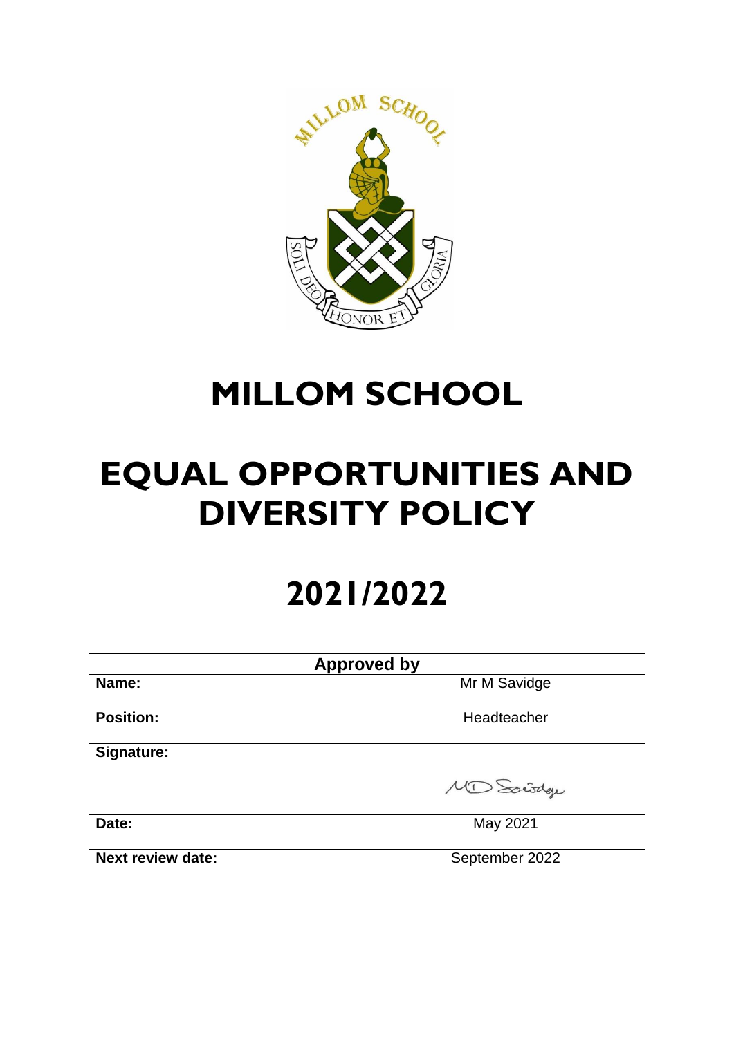# MILLOM SCHOOL

# EQUAL OPPORTUNITIES AND DIVERSITY POLICY

# 2021/2022

| Approved by | |
|---|---|
| **Name:** | Mr M Savidge |
| **Position:** | Headteacher |
| **Signature:** | MD Savidge |
| **Date:** | May 2021 |
| **Next review date:** | September 2022 |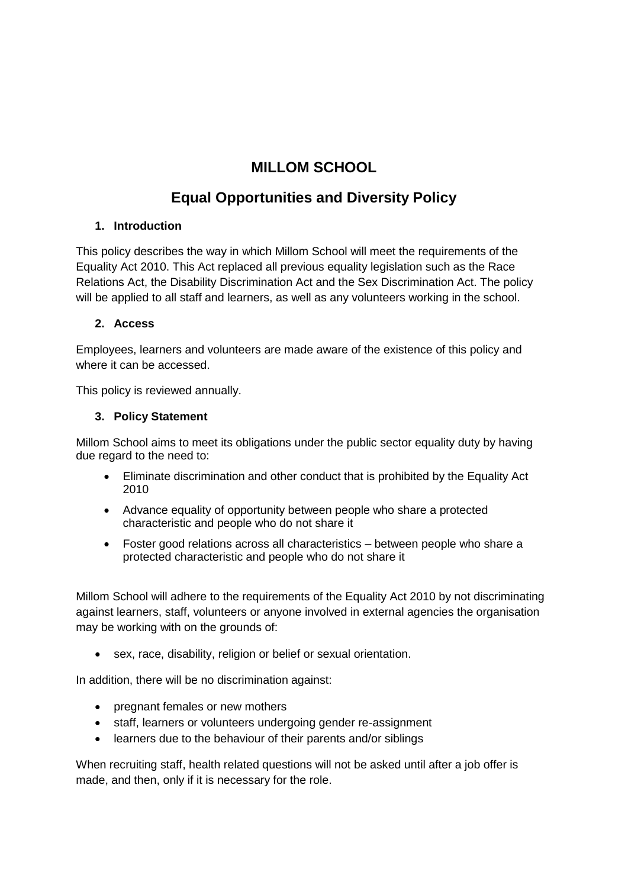# MILLOM SCHOOL

## Equal Opportunities and Diversity Policy

### 1. Introduction

This policy describes the way in which Millom School will meet the requirements of the Equality Act 2010. This Act replaced all previous equality legislation such as the Race Relations Act, the Disability Discrimination Act and the Sex Discrimination Act. The policy will be applied to all staff and learners, as well as any volunteers working in the school.

### 2. Access

Employees, learners and volunteers are made aware of the existence of this policy and where it can be accessed.

This policy is reviewed annually.

### 3. Policy Statement

Millom School aims to meet its obligations under the public sector equality duty by having due regard to the need to:

- Eliminate discrimination and other conduct that is prohibited by the Equality Act 2010
- Advance equality of opportunity between people who share a protected characteristic and people who do not share it
- Foster good relations across all characteristics – between people who share a protected characteristic and people who do not share it

Millom School will adhere to the requirements of the Equality Act 2010 by not discriminating against learners, staff, volunteers or anyone involved in external agencies the organisation may be working with on the grounds of:

- sex, race, disability, religion or belief or sexual orientation.

In addition, there will be no discrimination against:

- pregnant females or new mothers
- staff, learners or volunteers undergoing gender re-assignment
- learners due to the behaviour of their parents and/or siblings

When recruiting staff, health related questions will not be asked until after a job offer is made, and then, only if it is necessary for the role.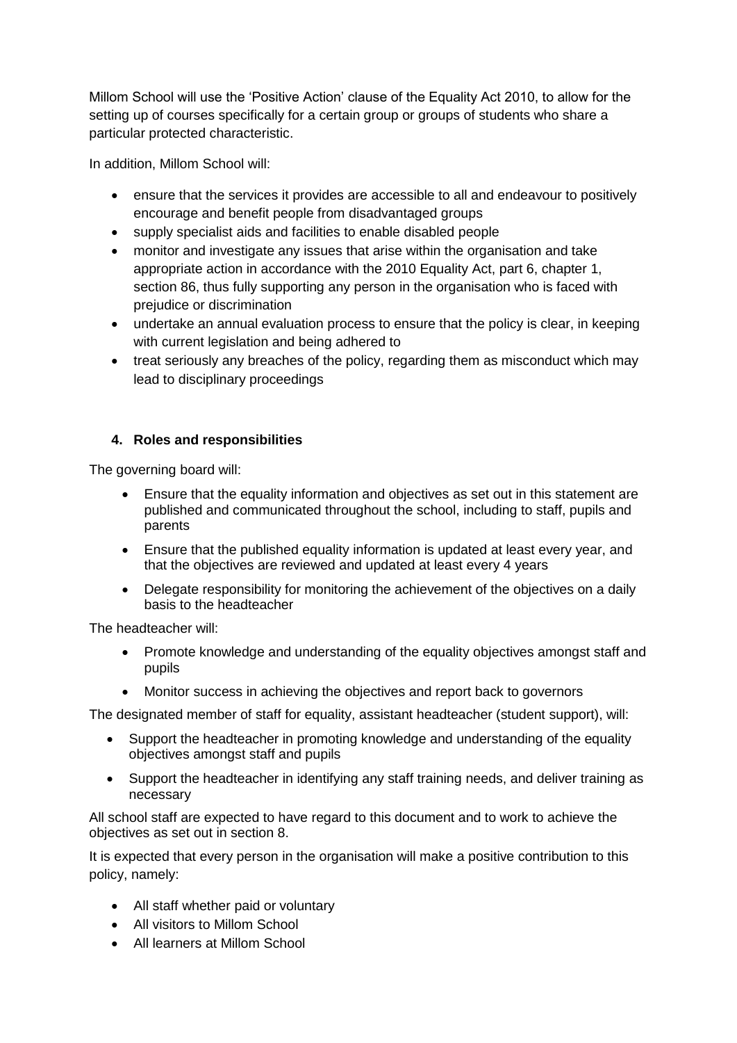Millom School will use the 'Positive Action' clause of the Equality Act 2010, to allow for the setting up of courses specifically for a certain group or groups of students who share a particular protected characteristic.

In addition, Millom School will:

- ensure that the services it provides are accessible to all and endeavour to positively encourage and benefit people from disadvantaged groups
- supply specialist aids and facilities to enable disabled people
- monitor and investigate any issues that arise within the organisation and take appropriate action in accordance with the 2010 Equality Act, part 6, chapter 1, section 86, thus fully supporting any person in the organisation who is faced with prejudice or discrimination
- undertake an annual evaluation process to ensure that the policy is clear, in keeping with current legislation and being adhered to
- treat seriously any breaches of the policy, regarding them as misconduct which may lead to disciplinary proceedings

## 4. Roles and responsibilities

The governing board will:

- Ensure that the equality information and objectives as set out in this statement are published and communicated throughout the school, including to staff, pupils and parents
- Ensure that the published equality information is updated at least every year, and that the objectives are reviewed and updated at least every 4 years
- Delegate responsibility for monitoring the achievement of the objectives on a daily basis to the headteacher

The headteacher will:

- Promote knowledge and understanding of the equality objectives amongst staff and pupils
- Monitor success in achieving the objectives and report back to governors

The designated member of staff for equality, assistant headteacher (student support), will:

- Support the headteacher in promoting knowledge and understanding of the equality objectives amongst staff and pupils
- Support the headteacher in identifying any staff training needs, and deliver training as necessary

All school staff are expected to have regard to this document and to work to achieve the objectives as set out in section 8.

It is expected that every person in the organisation will make a positive contribution to this policy, namely:

- All staff whether paid or voluntary
- All visitors to Millom School
- All learners at Millom School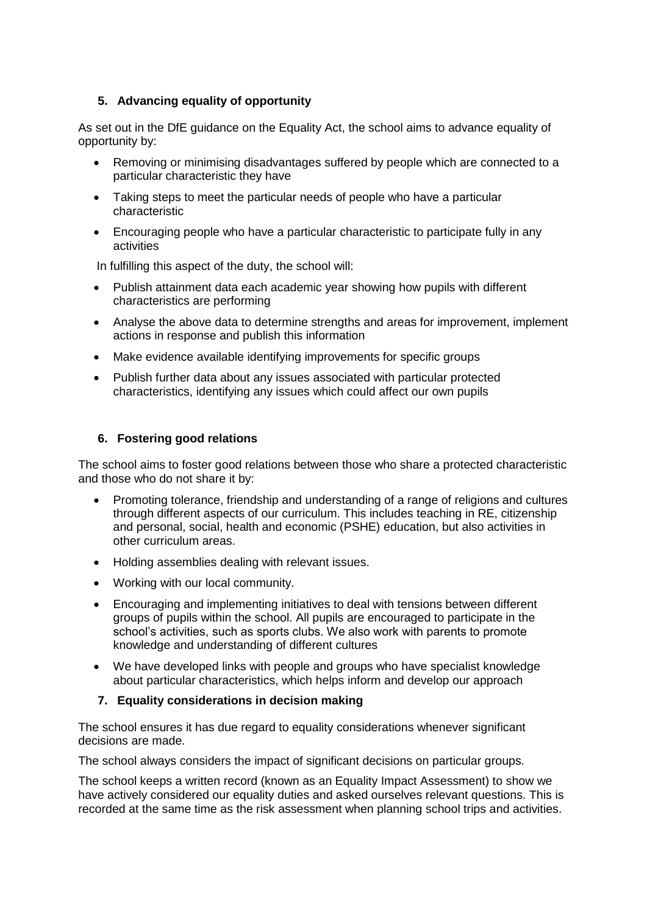## 5. Advancing equality of opportunity

As set out in the DfE guidance on the Equality Act, the school aims to advance equality of opportunity by:

- Removing or minimising disadvantages suffered by people which are connected to a particular characteristic they have
- Taking steps to meet the particular needs of people who have a particular characteristic
- Encouraging people who have a particular characteristic to participate fully in any activities

In fulfilling this aspect of the duty, the school will:

- Publish attainment data each academic year showing how pupils with different characteristics are performing
- Analyse the above data to determine strengths and areas for improvement, implement actions in response and publish this information
- Make evidence available identifying improvements for specific groups
- Publish further data about any issues associated with particular protected characteristics, identifying any issues which could affect our own pupils

## 6. Fostering good relations

The school aims to foster good relations between those who share a protected characteristic and those who do not share it by:

- Promoting tolerance, friendship and understanding of a range of religions and cultures through different aspects of our curriculum. This includes teaching in RE, citizenship and personal, social, health and economic (PSHE) education, but also activities in other curriculum areas.
- Holding assemblies dealing with relevant issues.
- Working with our local community.
- Encouraging and implementing initiatives to deal with tensions between different groups of pupils within the school. All pupils are encouraged to participate in the school's activities, such as sports clubs. We also work with parents to promote knowledge and understanding of different cultures
- We have developed links with people and groups who have specialist knowledge about particular characteristics, which helps inform and develop our approach

## 7. Equality considerations in decision making

The school ensures it has due regard to equality considerations whenever significant decisions are made.

The school always considers the impact of significant decisions on particular groups.

The school keeps a written record (known as an Equality Impact Assessment) to show we have actively considered our equality duties and asked ourselves relevant questions. This is recorded at the same time as the risk assessment when planning school trips and activities.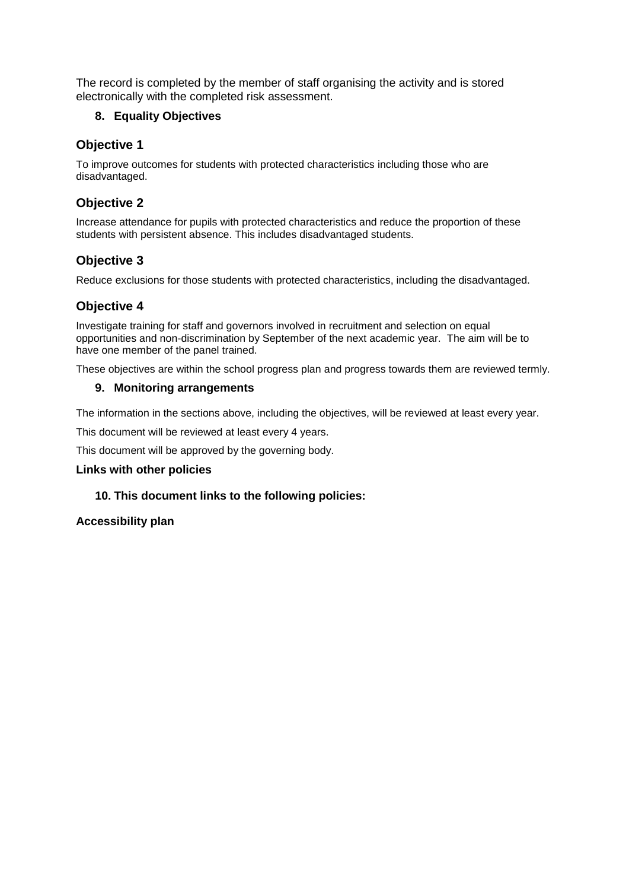The record is completed by the member of staff organising the activity and is stored electronically with the completed risk assessment.

## 8. Equality Objectives

### Objective 1

To improve outcomes for students with protected characteristics including those who are disadvantaged.

### Objective 2

Increase attendance for pupils with protected characteristics and reduce the proportion of these students with persistent absence. This includes disadvantaged students.

### Objective 3

Reduce exclusions for those students with protected characteristics, including the disadvantaged.

### Objective 4

Investigate training for staff and governors involved in recruitment and selection on equal opportunities and non-discrimination by September of the next academic year. The aim will be to have one member of the panel trained.

These objectives are within the school progress plan and progress towards them are reviewed termly.

## 9. Monitoring arrangements

The information in the sections above, including the objectives, will be reviewed at least every year.

This document will be reviewed at least every 4 years.

This document will be approved by the governing body.

**Links with other policies**

## 10. This document links to the following policies:

**Accessibility plan**